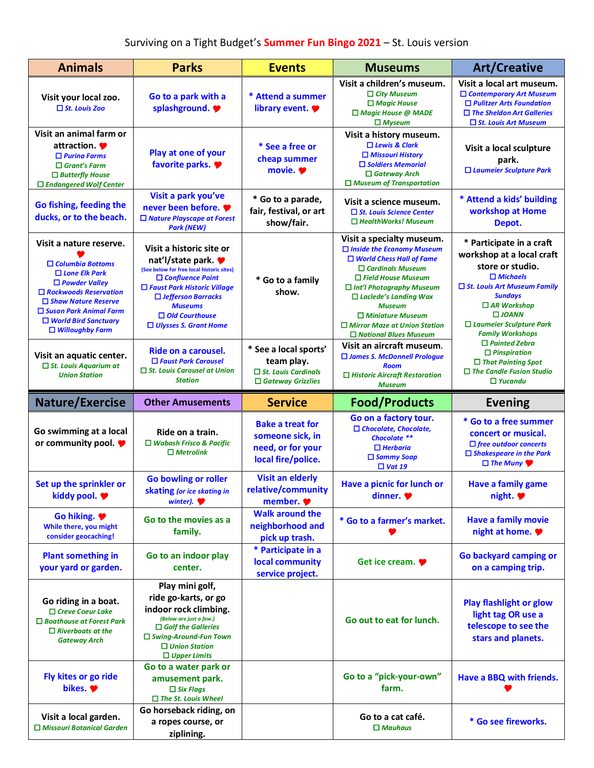Surviving on a Tight Budget's **Summer Fun Bingo 2021** – St. Louis version

| Animals | Parks | Events | Museums | Art/Creative |
|---|---|---|---|---|
| **Visit your local zoo.** ☐ *St. Louis Zoo* | **Go to a park with a splashground.** ♥ | **\* Attend a summer library event.** ♥ | **Visit a children's museum.** ☐ *City Museum* ☐ *Magic House* ☐ *Magic House @ MADE* ☐ *Myseum* | **Visit a local art museum.** ☐ *Contemporary Art Museum* ☐ *Pulitzer Arts Foundation* ☐ *The Sheldon Art Galleries* ☐ *St. Louis Art Museum* |
| **Visit an animal farm or attraction.** ♥ ☐ *Purina Farms* ☐ *Grant's Farm* ☐ *Butterfly House* ☐ *Endangered Wolf Center* | **Play at one of your favorite parks.** ♥ | **\* See a free or cheap summer movie.** ♥ | **Visit a history museum.** ☐ *Lewis & Clark* ☐ *Missouri History* ☐ *Soldiers Memorial* ☐ *Gateway Arch* ☐ *Museum of Transportation* | **Visit a local sculpture park.** ☐ *Laumeier Sculpture Park* |
| **Go fishing, feeding the ducks, or to the beach.** | **Visit a park you've never been before.** ♥ ☐ *Nature Playscape at Forest Park (NEW)* | **\* Go to a parade, fair, festival, or art show/fair.** | **Visit a science museum.** ☐ *St. Louis Science Center* ☐ *HealthWorks! Museum* | **\* Attend a kids' building workshop at Home Depot.** |
| **Visit a nature reserve.** ♥ ☐ *Columbia Bottoms* ☐ *Lone Elk Park* ☐ *Powder Valley* ☐ *Rockwoods Reservation* ☐ *Shaw Nature Reserve* ☐ *Suson Park Animal Farm* ☐ *World Bird Sanctuary* ☐ *Willoughby Farm* | **Visit a historic site or nat'l/state park.** ♥ (See below for free local historic sites) ☐ *Confluence Point* ☐ *Faust Park Historic Village* ☐ *Jefferson Barracks Museums* ☐ *Old Courthouse* ☐ *Ulysses S. Grant Home* | **\* Go to a family show.** | **Visit a specialty museum.** ☐ *Inside the Economy Museum* ☐ *World Chess Hall of Fame* ☐ *Cardinals Museum* ☐ *Field House Museum* ☐ *Int'l Photography Museum* ☐ *Laclede's Landing Wax Museum* ☐ *Miniature Museum* ☐ *Mirror Maze at Union Station* ☐ *National Blues Museum* | **\* Participate in a craft workshop at a local craft store or studio.** ☐ *Michaels* ☐ *St. Louis Art Museum Family Sundays* ☐ *AR Workshop* ☐ *JOANN* ☐ *Laumeier Sculpture Park Family Workshops* ☐ *Painted Zebra* ☐ *Pinspiration* ☐ *That Painting Spot* ☐ *The Candle Fusion Studio* ☐ *Yucandu* |
| **Visit an aquatic center.** ☐ *St. Louis Aquarium at Union Station* | **Ride on a carousel.** ☐ *Faust Park Carousel* ☐ *St. Louis Carousel at Union Station* | **\* See a local sports' team play.** ☐ *St. Louis Cardinals* ☐ *Gateway Grizzlies* | **Visit an aircraft museum.** ☐ *James S. McDonnell Prologue Room* ☐ *Historic Aircraft Restoration Museum* | |

| Nature/Exercise | Other Amusements | Service | Food/Products | Evening |
|---|---|---|---|---|
| **Go swimming at a local or community pool.** ♥ | **Ride on a train.** ☐ *Wabash Frisco & Pacific* ☐ *Metrolink* | **Bake a treat for someone sick, in need, or for your local fire/police.** | **Go on a factory tour.** ☐ *Chocolate, Chocolate, Chocolate \*\** ☐ *Herbaria* ☐ *Sammy Soap* ☐ *Vat 19* | **\* Go to a free summer concert or musical.** ☐ *free outdoor concerts* ☐ *Shakespeare in the Park* ☐ *The Muny* ♥ |
| **Set up the sprinkler or kiddy pool.** ♥ | **Go bowling or roller skating** *(or ice skating in winter).* ♥ | **Visit an elderly relative/community member.** ♥ | **Have a picnic for lunch or dinner.** ♥ | **Have a family game night.** ♥ |
| **Go hiking.** ♥ While there, you might consider geocaching! | **Go to the movies as a family.** | **Walk around the neighborhood and pick up trash.** | **\* Go to a farmer's market.** ♥ | **Have a family movie night at home.** ♥ |
| **Plant something in your yard or garden.** | **Go to an indoor play center.** | **\* Participate in a local community service project.** | **Get ice cream.** ♥ | **Go backyard camping or on a camping trip.** |
| **Go riding in a boat.** ☐ *Creve Coeur Lake* ☐ *Boathouse at Forest Park* ☐ *Riverboats at the Gateway Arch* | **Play mini golf, ride go-karts, or go indoor rock climbing.** (Below are just a few.) ☐ *Golf the Galleries* ☐ *Swing-Around-Fun Town* ☐ *Union Station* ☐ *Upper Limits* | | **Go out to eat for lunch.** | **Play flashlight or glow light tag OR use a telescope to see the stars and planets.** |
| **Fly kites or go ride bikes.** ♥ | **Go to a water park or amusement park.** ☐ *Six Flags* ☐ *The St. Louis Wheel* | | **Go to a "pick-your-own" farm.** | **Have a BBQ with friends.** ♥ |
| **Visit a local garden.** ☐ *Missouri Botanical Garden* | **Go horseback riding, on a ropes course, or ziplining.** | | **Go to a cat café.** ☐ *Mauhaus* | **\* Go see fireworks.** |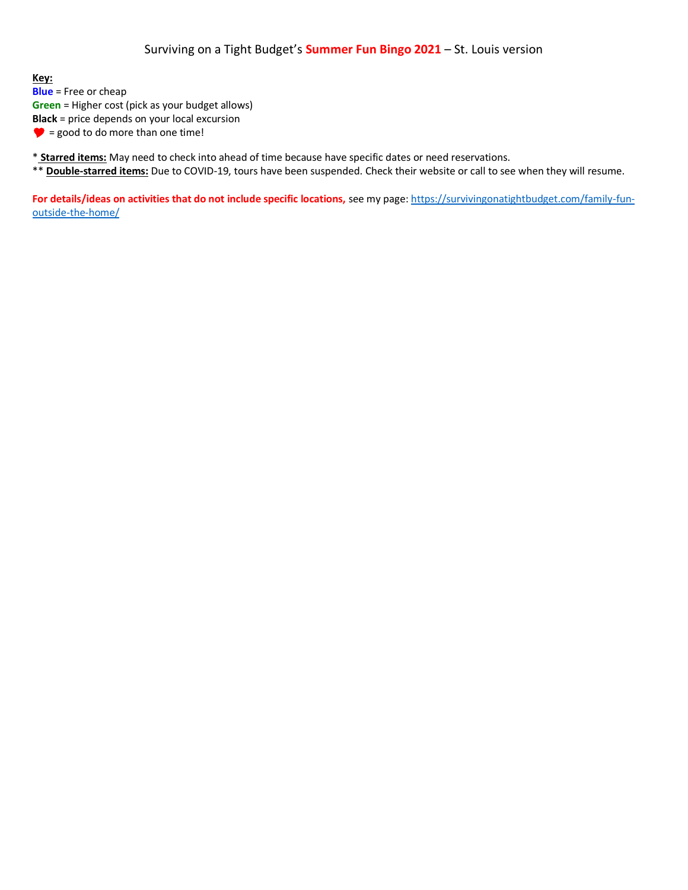Surviving on a Tight Budget's **Summer Fun Bingo 2021** – St. Louis version

**Key:**

**Blue** = Free or cheap
**Green** = Higher cost (pick as your budget allows)
**Black** = price depends on your local excursion
❤ = good to do more than one time!

* **Starred items:** May need to check into ahead of time because have specific dates or need reservations.
** **Double-starred items:** Due to COVID-19, tours have been suspended. Check their website or call to see when they will resume.

**For details/ideas on activities that do not include specific locations,** see my page: https://survivingonatightbudget.com/family-fun-outside-the-home/